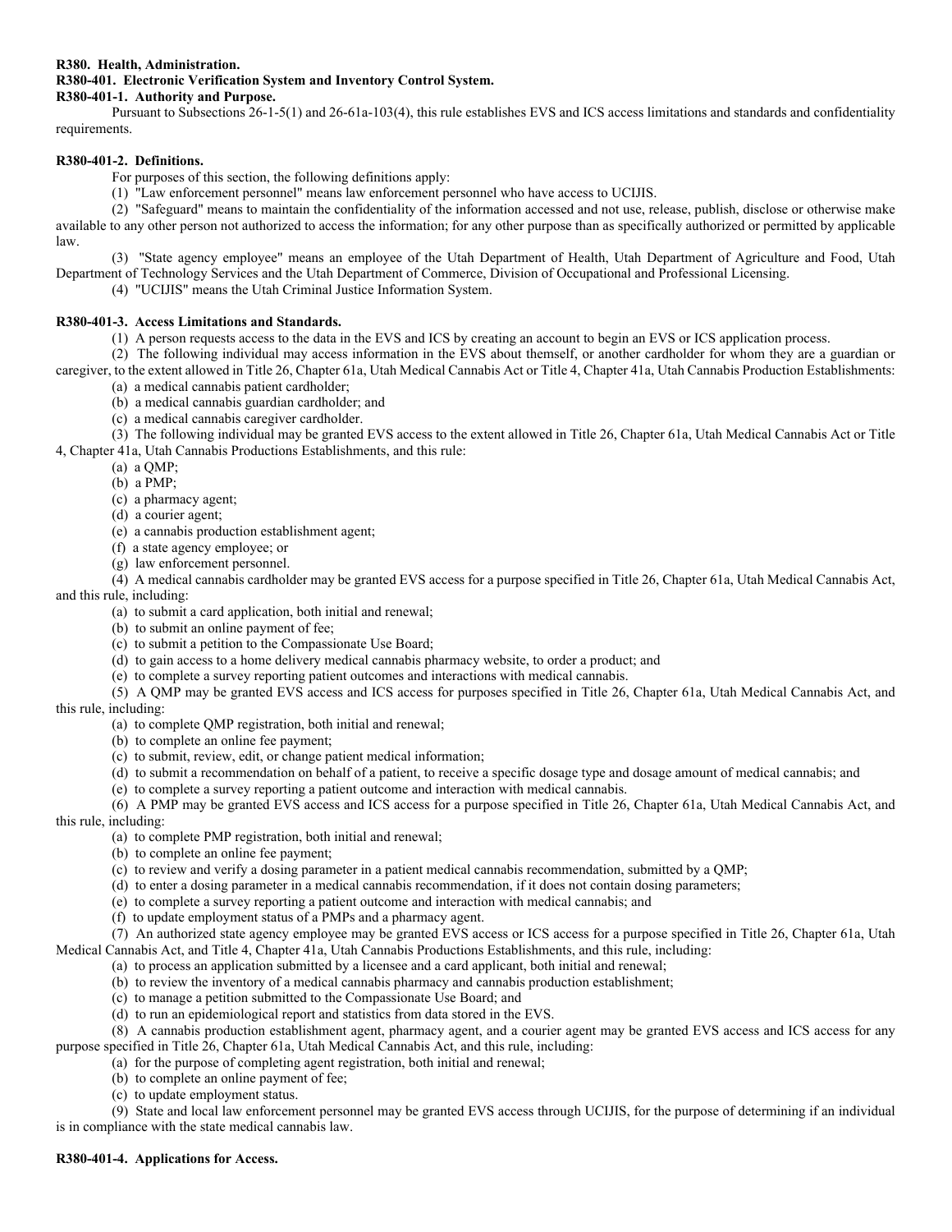**R380. Health, Administration.**

**R380-401. Electronic Verification System and Inventory Control System.**

**R380-401-1. Authority and Purpose.**

Pursuant to Subsections 26-1-5(1) and 26-61a-103(4), this rule establishes EVS and ICS access limitations and standards and confidentiality requirements.

**R380-401-2. Definitions.**

For purposes of this section, the following definitions apply:

(1) "Law enforcement personnel" means law enforcement personnel who have access to UCIJIS.

(2) "Safeguard" means to maintain the confidentiality of the information accessed and not use, release, publish, disclose or otherwise make available to any other person not authorized to access the information; for any other purpose than as specifically authorized or permitted by applicable law.

(3) "State agency employee" means an employee of the Utah Department of Health, Utah Department of Agriculture and Food, Utah Department of Technology Services and the Utah Department of Commerce, Division of Occupational and Professional Licensing.

(4) "UCIJIS" means the Utah Criminal Justice Information System.

**R380-401-3. Access Limitations and Standards.**

(1) A person requests access to the data in the EVS and ICS by creating an account to begin an EVS or ICS application process.

(2) The following individual may access information in the EVS about themself, or another cardholder for whom they are a guardian or caregiver, to the extent allowed in Title 26, Chapter 61a, Utah Medical Cannabis Act or Title 4, Chapter 41a, Utah Cannabis Production Establishments:

(a) a medical cannabis patient cardholder;

(b) a medical cannabis guardian cardholder; and

(c) a medical cannabis caregiver cardholder.

(3) The following individual may be granted EVS access to the extent allowed in Title 26, Chapter 61a, Utah Medical Cannabis Act or Title 4, Chapter 41a, Utah Cannabis Productions Establishments, and this rule:

(a) a QMP;

(b) a PMP;

(c) a pharmacy agent;

(d) a courier agent;

(e) a cannabis production establishment agent;

(f) a state agency employee; or

(g) law enforcement personnel.

(4) A medical cannabis cardholder may be granted EVS access for a purpose specified in Title 26, Chapter 61a, Utah Medical Cannabis Act, and this rule, including:

(a) to submit a card application, both initial and renewal;

(b) to submit an online payment of fee;

(c) to submit a petition to the Compassionate Use Board;

(d) to gain access to a home delivery medical cannabis pharmacy website, to order a product; and

(e) to complete a survey reporting patient outcomes and interactions with medical cannabis.

(5) A QMP may be granted EVS access and ICS access for purposes specified in Title 26, Chapter 61a, Utah Medical Cannabis Act, and this rule, including:

(a) to complete QMP registration, both initial and renewal;

(b) to complete an online fee payment;

(c) to submit, review, edit, or change patient medical information;

(d) to submit a recommendation on behalf of a patient, to receive a specific dosage type and dosage amount of medical cannabis; and

(e) to complete a survey reporting a patient outcome and interaction with medical cannabis.

(6) A PMP may be granted EVS access and ICS access for a purpose specified in Title 26, Chapter 61a, Utah Medical Cannabis Act, and this rule, including:

(a) to complete PMP registration, both initial and renewal;

(b) to complete an online fee payment;

(c) to review and verify a dosing parameter in a patient medical cannabis recommendation, submitted by a QMP;

(d) to enter a dosing parameter in a medical cannabis recommendation, if it does not contain dosing parameters;

(e) to complete a survey reporting a patient outcome and interaction with medical cannabis; and

(f) to update employment status of a PMPs and a pharmacy agent.

(7) An authorized state agency employee may be granted EVS access or ICS access for a purpose specified in Title 26, Chapter 61a, Utah Medical Cannabis Act, and Title 4, Chapter 41a, Utah Cannabis Productions Establishments, and this rule, including:

(a) to process an application submitted by a licensee and a card applicant, both initial and renewal;

(b) to review the inventory of a medical cannabis pharmacy and cannabis production establishment;

(c) to manage a petition submitted to the Compassionate Use Board; and

(d) to run an epidemiological report and statistics from data stored in the EVS.

(8) A cannabis production establishment agent, pharmacy agent, and a courier agent may be granted EVS access and ICS access for any purpose specified in Title 26, Chapter 61a, Utah Medical Cannabis Act, and this rule, including:

(a) for the purpose of completing agent registration, both initial and renewal;

(b) to complete an online payment of fee;

(c) to update employment status.

(9) State and local law enforcement personnel may be granted EVS access through UCIJIS, for the purpose of determining if an individual is in compliance with the state medical cannabis law.

**R380-401-4. Applications for Access.**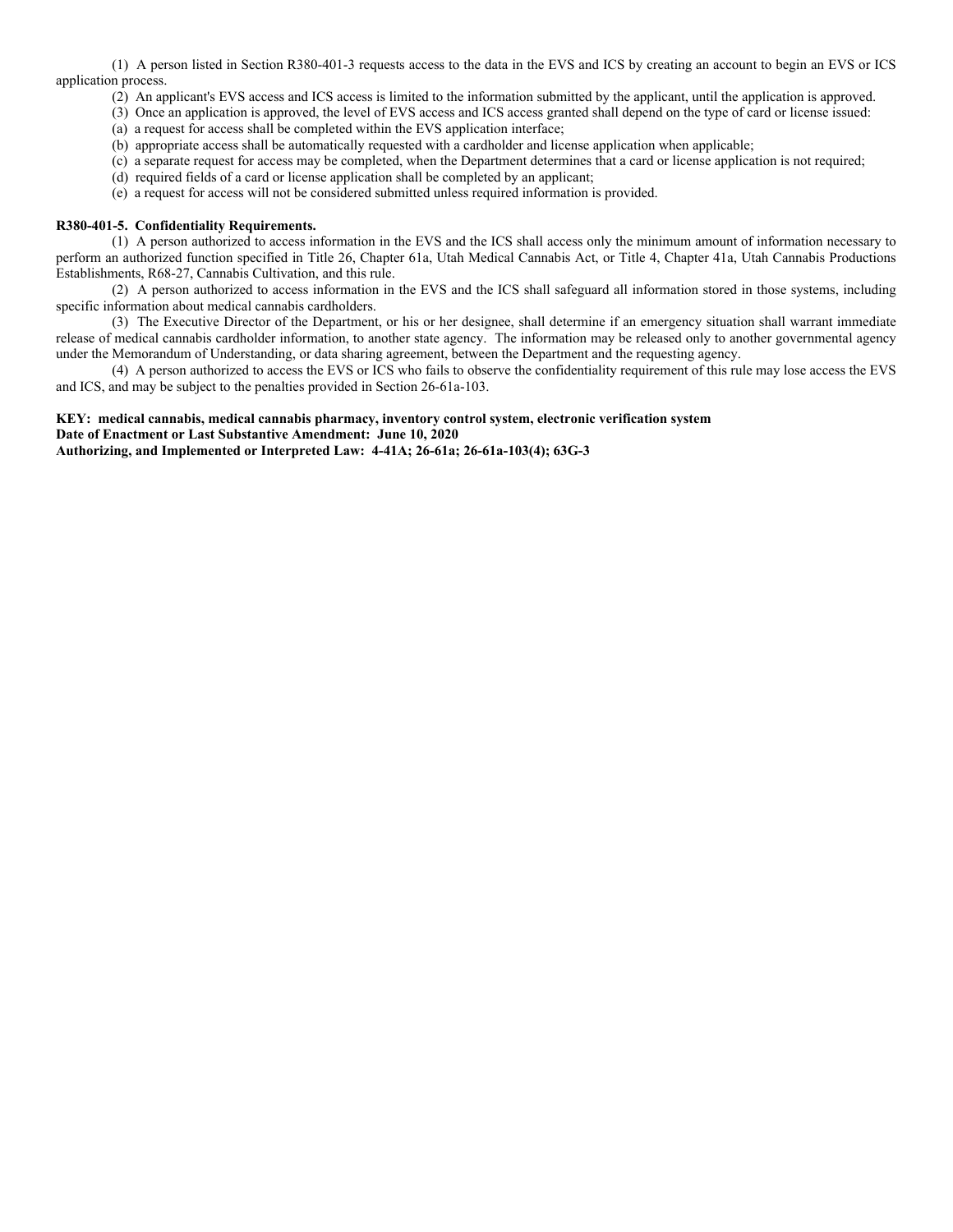(1) A person listed in Section R380-401-3 requests access to the data in the EVS and ICS by creating an account to begin an EVS or ICS application process.

(2) An applicant's EVS access and ICS access is limited to the information submitted by the applicant, until the application is approved.

(3) Once an application is approved, the level of EVS access and ICS access granted shall depend on the type of card or license issued:

(a) a request for access shall be completed within the EVS application interface;

(b) appropriate access shall be automatically requested with a cardholder and license application when applicable;

(c) a separate request for access may be completed, when the Department determines that a card or license application is not required;

(d) required fields of a card or license application shall be completed by an applicant;

(e) a request for access will not be considered submitted unless required information is provided.

**R380-401-5. Confidentiality Requirements.**

(1) A person authorized to access information in the EVS and the ICS shall access only the minimum amount of information necessary to perform an authorized function specified in Title 26, Chapter 61a, Utah Medical Cannabis Act, or Title 4, Chapter 41a, Utah Cannabis Productions Establishments, R68-27, Cannabis Cultivation, and this rule.

(2) A person authorized to access information in the EVS and the ICS shall safeguard all information stored in those systems, including specific information about medical cannabis cardholders.

(3) The Executive Director of the Department, or his or her designee, shall determine if an emergency situation shall warrant immediate release of medical cannabis cardholder information, to another state agency. The information may be released only to another governmental agency under the Memorandum of Understanding, or data sharing agreement, between the Department and the requesting agency.

(4) A person authorized to access the EVS or ICS who fails to observe the confidentiality requirement of this rule may lose access the EVS and ICS, and may be subject to the penalties provided in Section 26-61a-103.

**KEY: medical cannabis, medical cannabis pharmacy, inventory control system, electronic verification system**
**Date of Enactment or Last Substantive Amendment: June 10, 2020**
**Authorizing, and Implemented or Interpreted Law: 4-41A; 26-61a; 26-61a-103(4); 63G-3**